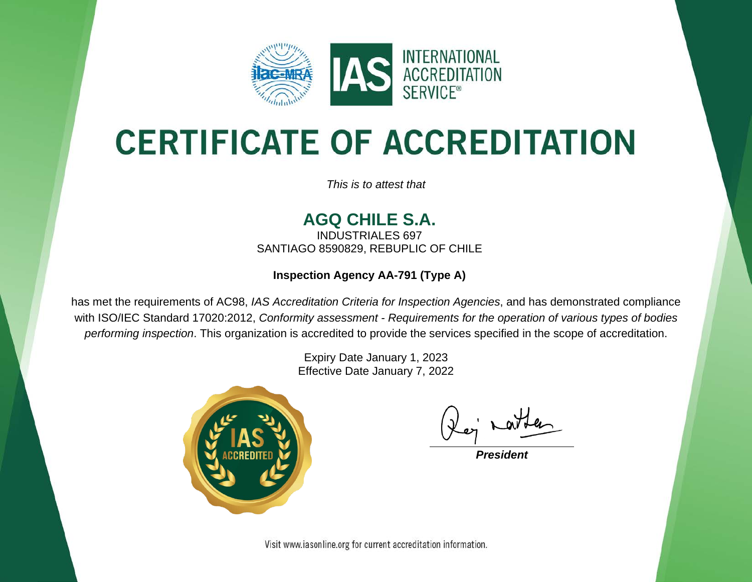# CERTIFICATE OF ACCREDITATION

*This is to attest that*

## AGQ CHILE S.A.

INDUSTRIALES 697
SANTIAGO 8590829, REBUPLIC OF CHILE

**Inspection Agency AA-791 (Type A)**

has met the requirements of AC98, *IAS Accreditation Criteria for Inspection Agencies*, and has demonstrated compliance with ISO/IEC Standard 17020:2012, *Conformity assessment - Requirements for the operation of various types of bodies performing inspection*. This organization is accredited to provide the services specified in the scope of accreditation.

Expiry Date January 1, 2023
Effective Date January 7, 2022

***President***

Visit www.iasonline.org for current accreditation information.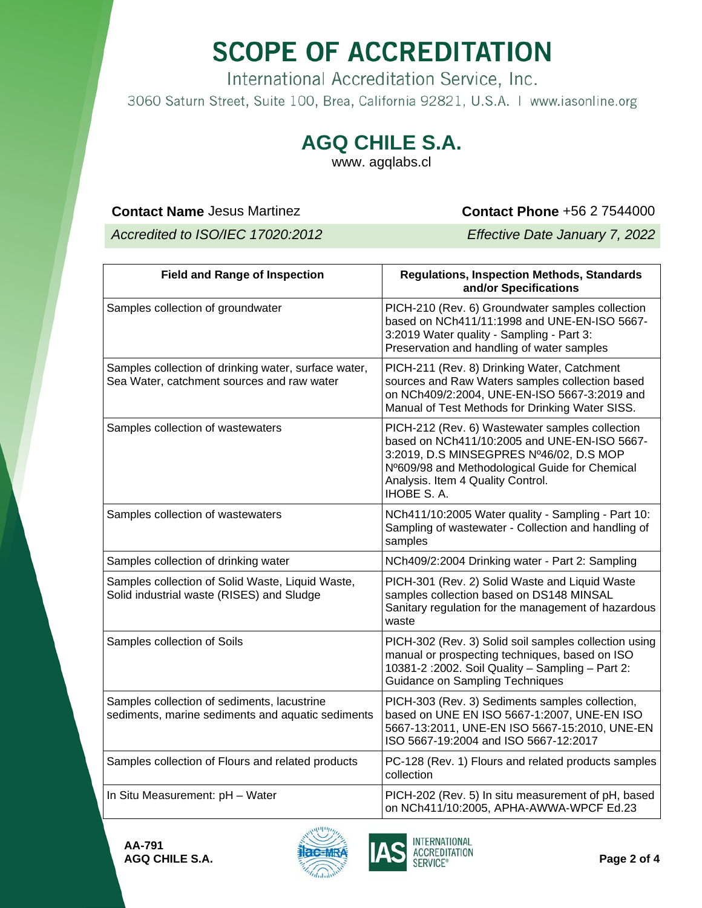# SCOPE OF ACCREDITATION

International Accreditation Service, Inc.

3060 Saturn Street, Suite 100, Brea, California 92821, U.S.A. | www.iasonline.org

## AGQ CHILE S.A.

www. agqlabs.cl

**Contact Name** Jesus Martinez **Contact Phone** +56 2 7544000

*Accredited to ISO/IEC 17020:2012* *Effective Date January 7, 2022*

| Field and Range of Inspection | Regulations, Inspection Methods, Standards and/or Specifications |
|---|---|
| Samples collection of groundwater | PICH-210 (Rev. 6) Groundwater samples collection based on NCh411/11:1998 and UNE-EN-ISO 5667-3:2019 Water quality - Sampling - Part 3: Preservation and handling of water samples |
| Samples collection of drinking water, surface water, Sea Water, catchment sources and raw water | PICH-211 (Rev. 8) Drinking Water, Catchment sources and Raw Waters samples collection based on NCh409/2:2004, UNE-EN-ISO 5667-3:2019 and Manual of Test Methods for Drinking Water SISS. |
| Samples collection of wastewaters | PICH-212 (Rev. 6) Wastewater samples collection based on NCh411/10:2005 and UNE-EN-ISO 5667-3:2019, D.S MINSEGPRES Nº46/02, D.S MOP Nº609/98 and Methodological Guide for Chemical Analysis. Item 4 Quality Control. IHOBE S. A. |
| Samples collection of wastewaters | NCh411/10:2005 Water quality - Sampling - Part 10: Sampling of wastewater - Collection and handling of samples |
| Samples collection of drinking water | NCh409/2:2004 Drinking water - Part 2: Sampling |
| Samples collection of Solid Waste, Liquid Waste, Solid industrial waste (RISES) and Sludge | PICH-301 (Rev. 2) Solid Waste and Liquid Waste samples collection based on DS148 MINSAL Sanitary regulation for the management of hazardous waste |
| Samples collection of Soils | PICH-302 (Rev. 3) Solid soil samples collection using manual or prospecting techniques, based on ISO 10381-2 :2002. Soil Quality – Sampling – Part 2: Guidance on Sampling Techniques |
| Samples collection of sediments, lacustrine sediments, marine sediments and aquatic sediments | PICH-303 (Rev. 3) Sediments samples collection, based on UNE EN ISO 5667-1:2007, UNE-EN ISO 5667-13:2011, UNE-EN ISO 5667-15:2010, UNE-EN ISO 5667-19:2004 and ISO 5667-12:2017 |
| Samples collection of Flours and related products | PC-128 (Rev. 1) Flours and related products samples collection |
| In Situ Measurement: pH – Water | PICH-202 (Rev. 5) In situ measurement of pH, based on NCh411/10:2005, APHA-AWWA-WPCF Ed.23 |

**AA-791**
**AGQ CHILE S.A.**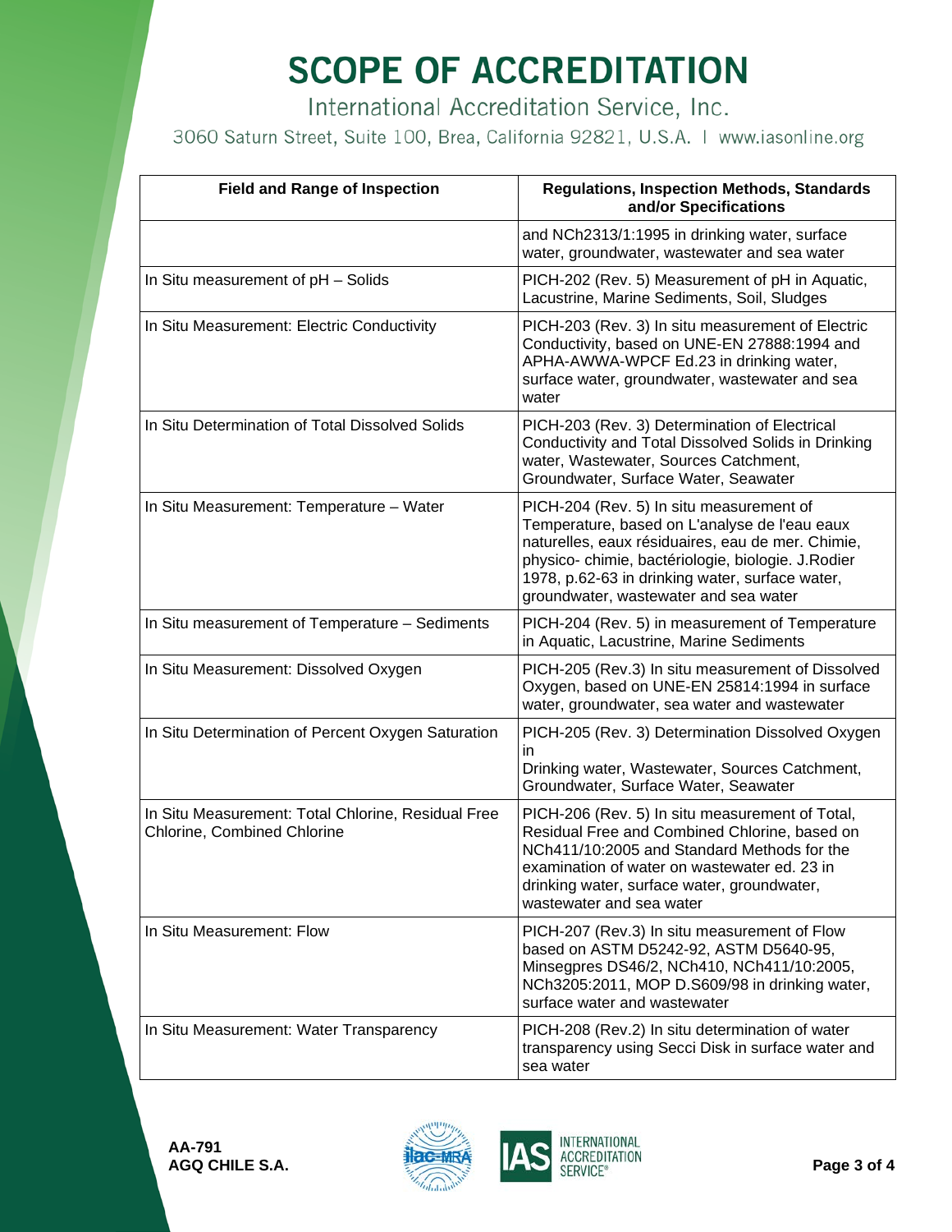# SCOPE OF ACCREDITATION

International Accreditation Service, Inc.

3060 Saturn Street, Suite 100, Brea, California 92821, U.S.A. | www.iasonline.org

| Field and Range of Inspection | Regulations, Inspection Methods, Standards and/or Specifications |
|---|---|
| | and NCh2313/1:1995 in drinking water, surface water, groundwater, wastewater and sea water |
| In Situ measurement of pH – Solids | PICH-202 (Rev. 5) Measurement of pH in Aquatic, Lacustrine, Marine Sediments, Soil, Sludges |
| In Situ Measurement: Electric Conductivity | PICH-203 (Rev. 3) In situ measurement of Electric Conductivity, based on UNE-EN 27888:1994 and APHA-AWWA-WPCF Ed.23 in drinking water, surface water, groundwater, wastewater and sea water |
| In Situ Determination of Total Dissolved Solids | PICH-203 (Rev. 3) Determination of Electrical Conductivity and Total Dissolved Solids in Drinking water, Wastewater, Sources Catchment, Groundwater, Surface Water, Seawater |
| In Situ Measurement: Temperature – Water | PICH-204 (Rev. 5) In situ measurement of Temperature, based on L'analyse de l'eau eaux naturelles, eaux résiduaires, eau de mer. Chimie, physico- chimie, bactériologie, biologie. J.Rodier 1978, p.62-63 in drinking water, surface water, groundwater, wastewater and sea water |
| In Situ measurement of Temperature – Sediments | PICH-204 (Rev. 5) in measurement of Temperature in Aquatic, Lacustrine, Marine Sediments |
| In Situ Measurement: Dissolved Oxygen | PICH-205 (Rev.3) In situ measurement of Dissolved Oxygen, based on UNE-EN 25814:1994 in surface water, groundwater, sea water and wastewater |
| In Situ Determination of Percent Oxygen Saturation | PICH-205 (Rev. 3) Determination Dissolved Oxygen in Drinking water, Wastewater, Sources Catchment, Groundwater, Surface Water, Seawater |
| In Situ Measurement: Total Chlorine, Residual Free Chlorine, Combined Chlorine | PICH-206 (Rev. 5) In situ measurement of Total, Residual Free and Combined Chlorine, based on NCh411/10:2005 and Standard Methods for the examination of water on wastewater ed. 23 in drinking water, surface water, groundwater, wastewater and sea water |
| In Situ Measurement: Flow | PICH-207 (Rev.3) In situ measurement of Flow based on ASTM D5242-92, ASTM D5640-95, Minsegpres DS46/2, NCh410, NCh411/10:2005, NCh3205:2011, MOP D.S609/98 in drinking water, surface water and wastewater |
| In Situ Measurement: Water Transparency | PICH-208 (Rev.2) In situ determination of water transparency using Secci Disk in surface water and sea water |

**AA-791**
**AGQ CHILE S.A.**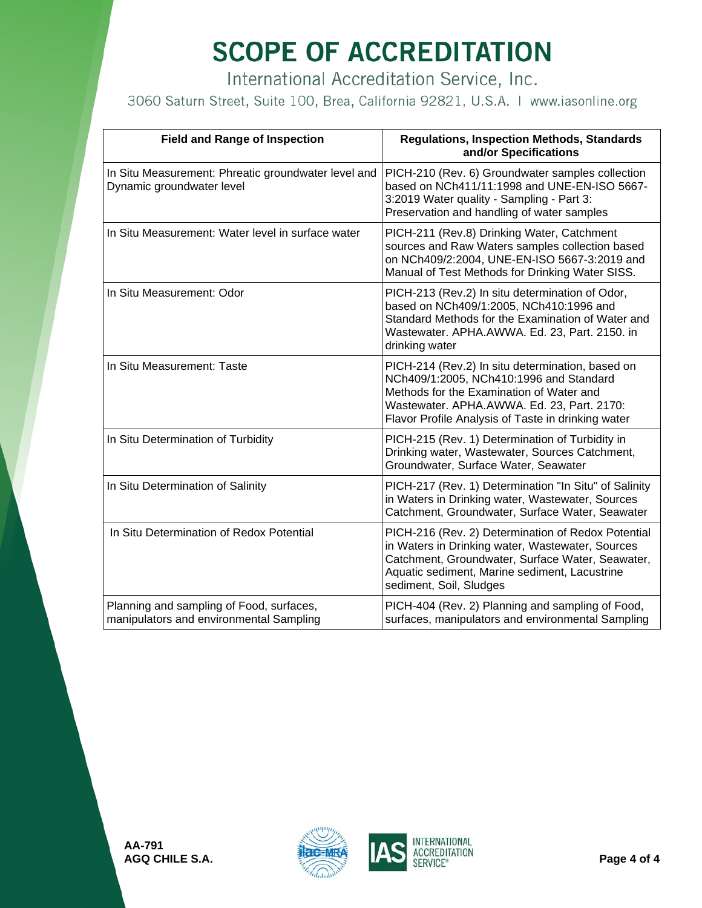# SCOPE OF ACCREDITATION

International Accreditation Service, Inc.

3060 Saturn Street, Suite 100, Brea, California 92821, U.S.A. | www.iasonline.org

| Field and Range of Inspection | Regulations, Inspection Methods, Standards and/or Specifications |
|---|---|
| In Situ Measurement: Phreatic groundwater level and Dynamic groundwater level | PICH-210 (Rev. 6) Groundwater samples collection based on NCh411/11:1998 and UNE-EN-ISO 5667-3:2019 Water quality - Sampling - Part 3: Preservation and handling of water samples |
| In Situ Measurement: Water level in surface water | PICH-211 (Rev.8) Drinking Water, Catchment sources and Raw Waters samples collection based on NCh409/2:2004, UNE-EN-ISO 5667-3:2019 and Manual of Test Methods for Drinking Water SISS. |
| In Situ Measurement: Odor | PICH-213 (Rev.2) In situ determination of Odor, based on NCh409/1:2005, NCh410:1996 and Standard Methods for the Examination of Water and Wastewater. APHA.AWWA. Ed. 23, Part. 2150. in drinking water |
| In Situ Measurement: Taste | PICH-214 (Rev.2) In situ determination, based on NCh409/1:2005, NCh410:1996 and Standard Methods for the Examination of Water and Wastewater. APHA.AWWA. Ed. 23, Part. 2170: Flavor Profile Analysis of Taste in drinking water |
| In Situ Determination of Turbidity | PICH-215 (Rev. 1) Determination of Turbidity in Drinking water, Wastewater, Sources Catchment, Groundwater, Surface Water, Seawater |
| In Situ Determination of Salinity | PICH-217 (Rev. 1) Determination "In Situ" of Salinity in Waters in Drinking water, Wastewater, Sources Catchment, Groundwater, Surface Water, Seawater |
| In Situ Determination of Redox Potential | PICH-216 (Rev. 2) Determination of Redox Potential in Waters in Drinking water, Wastewater, Sources Catchment, Groundwater, Surface Water, Seawater, Aquatic sediment, Marine sediment, Lacustrine sediment, Soil, Sludges |
| Planning and sampling of Food, surfaces, manipulators and environmental Sampling | PICH-404 (Rev. 2) Planning and sampling of Food, surfaces, manipulators and environmental Sampling |

**AA-791**
**AGQ CHILE S.A.**